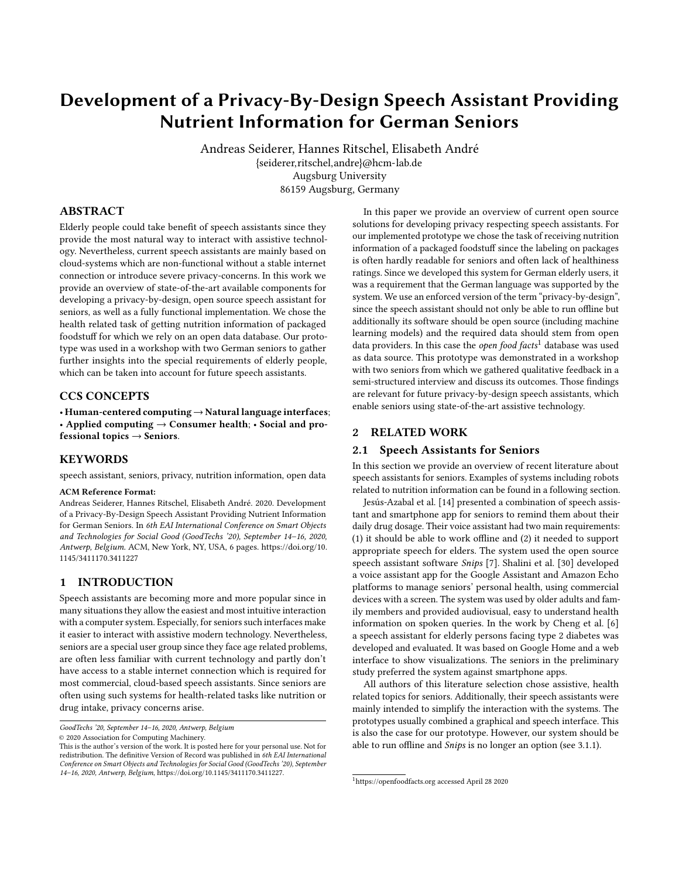# Development of a Privacy-By-Design Speech Assistant Providing Nutrient Information for German Seniors

Andreas Seiderer, Hannes Ritschel, Elisabeth André
{seiderer,ritschel,andre}@hcm-lab.de
Augsburg University
86159 Augsburg, Germany

## ABSTRACT

Elderly people could take benefit of speech assistants since they provide the most natural way to interact with assistive technology. Nevertheless, current speech assistants are mainly based on cloud-systems which are non-functional without a stable internet connection or introduce severe privacy-concerns. In this work we provide an overview of state-of-the-art available components for developing a privacy-by-design, open source speech assistant for seniors, as well as a fully functional implementation. We chose the health related task of getting nutrition information of packaged foodstuff for which we rely on an open data database. Our prototype was used in a workshop with two German seniors to gather further insights into the special requirements of elderly people, which can be taken into account for future speech assistants.

## CCS CONCEPTS

• **Human-centered computing** → **Natural language interfaces**; • **Applied computing** → **Consumer health**; • **Social and professional topics** → **Seniors**.

## KEYWORDS

speech assistant, seniors, privacy, nutrition information, open data

**ACM Reference Format:**
Andreas Seiderer, Hannes Ritschel, Elisabeth André. 2020. Development of a Privacy-By-Design Speech Assistant Providing Nutrient Information for German Seniors. In *6th EAI International Conference on Smart Objects and Technologies for Social Good (GoodTechs '20), September 14–16, 2020, Antwerp, Belgium.* ACM, New York, NY, USA, 6 pages. https://doi.org/10.1145/3411170.3411227

## 1 INTRODUCTION

Speech assistants are becoming more and more popular since in many situations they allow the easiest and most intuitive interaction with a computer system. Especially, for seniors such interfaces make it easier to interact with assistive modern technology. Nevertheless, seniors are a special user group since they face age related problems, are often less familiar with current technology and partly don't have access to a stable internet connection which is required for most commercial, cloud-based speech assistants. Since seniors are often using such systems for health-related tasks like nutrition or drug intake, privacy concerns arise.

In this paper we provide an overview of current open source solutions for developing privacy respecting speech assistants. For our implemented prototype we chose the task of receiving nutrition information of a packaged foodstuff since the labeling on packages is often hardly readable for seniors and often lack of healthiness ratings. Since we developed this system for German elderly users, it was a requirement that the German language was supported by the system. We use an enforced version of the term "privacy-by-design", since the speech assistant should not only be able to run offline but additionally its software should be open source (including machine learning models) and the required data should stem from open data providers. In this case the *open food facts*[1] database was used as data source. This prototype was demonstrated in a workshop with two seniors from which we gathered qualitative feedback in a semi-structured interview and discuss its outcomes. Those findings are relevant for future privacy-by-design speech assistants, which enable seniors using state-of-the-art assistive technology.

## 2 RELATED WORK

### 2.1 Speech Assistants for Seniors

In this section we provide an overview of recent literature about speech assistants for seniors. Examples of systems including robots related to nutrition information can be found in a following section.

Jesús-Azabal et al. [14] presented a combination of speech assistant and smartphone app for seniors to remind them about their daily drug dosage. Their voice assistant had two main requirements: (1) it should be able to work offline and (2) it needed to support appropriate speech for elders. The system used the open source speech assistant software *Snips* [7]. Shalini et al. [30] developed a voice assistant app for the Google Assistant and Amazon Echo platforms to manage seniors' personal health, using commercial devices with a screen. The system was used by older adults and family members and provided audiovisual, easy to understand health information on spoken queries. In the work by Cheng et al. [6] a speech assistant for elderly persons facing type 2 diabetes was developed and evaluated. It was based on Google Home and a web interface to show visualizations. The seniors in the preliminary study preferred the system against smartphone apps.

All authors of this literature selection chose assistive, health related topics for seniors. Additionally, their speech assistants were mainly intended to simplify the interaction with the systems. The prototypes usually combined a graphical and speech interface. This is also the case for our prototype. However, our system should be able to run offline and *Snips* is no longer an option (see 3.1.1).

GoodTechs '20, September 14–16, 2020, Antwerp, Belgium
© 2020 Association for Computing Machinery.
This is the author's version of the work. It is posted here for your personal use. Not for redistribution. The definitive Version of Record was published in *6th EAI International Conference on Smart Objects and Technologies for Social Good (GoodTechs '20), September 14–16, 2020, Antwerp, Belgium*, https://doi.org/10.1145/3411170.3411227.

[1] https://openfoodfacts.org accessed April 28 2020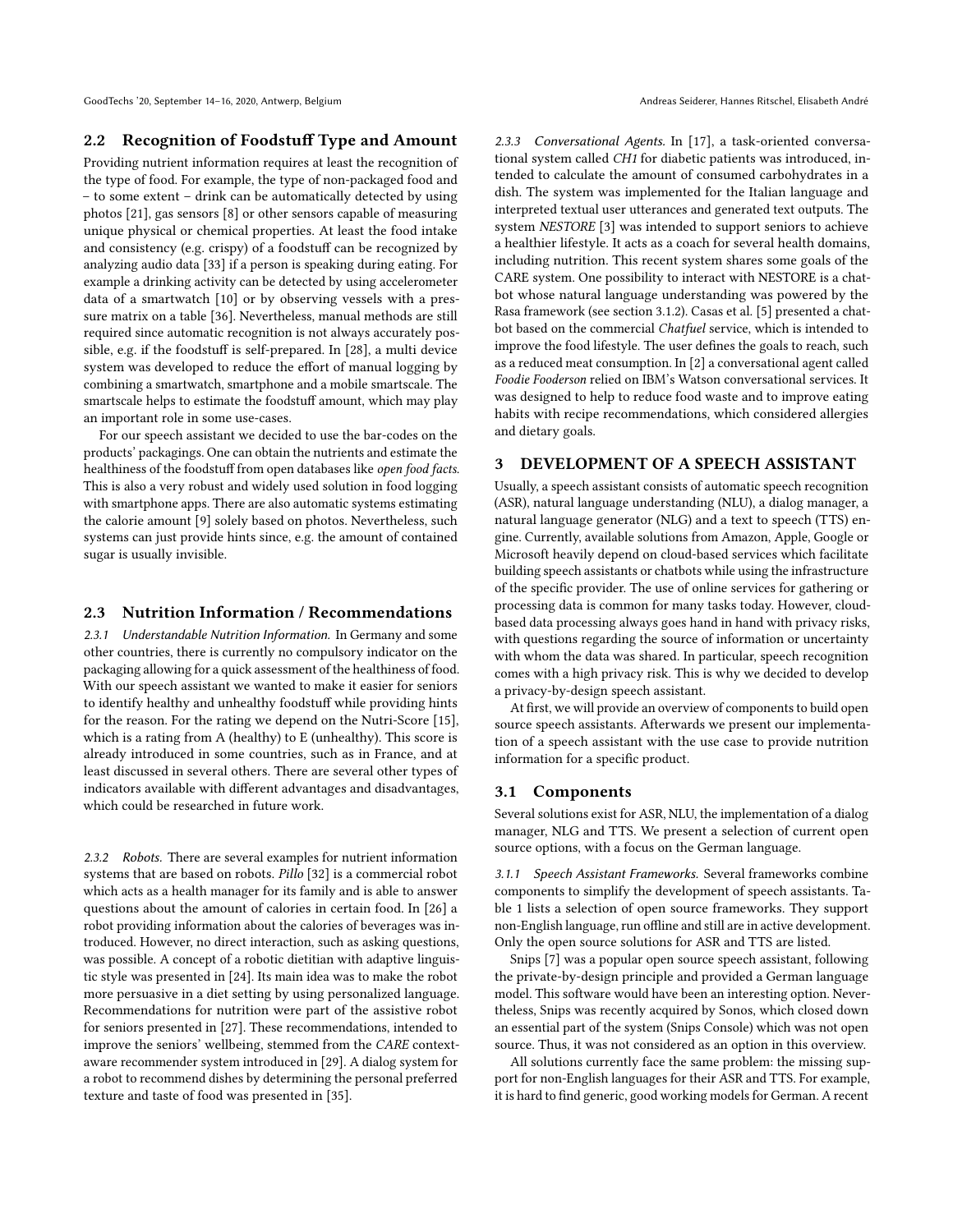## 2.2 Recognition of Foodstuff Type and Amount

Providing nutrient information requires at least the recognition of the type of food. For example, the type of non-packaged food and – to some extent – drink can be automatically detected by using photos [21], gas sensors [8] or other sensors capable of measuring unique physical or chemical properties. At least the food intake and consistency (e.g. crispy) of a foodstuff can be recognized by analyzing audio data [33] if a person is speaking during eating. For example a drinking activity can be detected by using accelerometer data of a smartwatch [10] or by observing vessels with a pressure matrix on a table [36]. Nevertheless, manual methods are still required since automatic recognition is not always accurately possible, e.g. if the foodstuff is self-prepared. In [28], a multi device system was developed to reduce the effort of manual logging by combining a smartwatch, smartphone and a mobile smartscale. The smartscale helps to estimate the foodstuff amount, which may play an important role in some use-cases.

For our speech assistant we decided to use the bar-codes on the products' packagings. One can obtain the nutrients and estimate the healthiness of the foodstuff from open databases like *open food facts*. This is also a very robust and widely used solution in food logging with smartphone apps. There are also automatic systems estimating the calorie amount [9] solely based on photos. Nevertheless, such systems can just provide hints since, e.g. the amount of contained sugar is usually invisible.

## 2.3 Nutrition Information / Recommendations

*2.3.1 Understandable Nutrition Information.* In Germany and some other countries, there is currently no compulsory indicator on the packaging allowing for a quick assessment of the healthiness of food. With our speech assistant we wanted to make it easier for seniors to identify healthy and unhealthy foodstuff while providing hints for the reason. For the rating we depend on the Nutri-Score [15], which is a rating from A (healthy) to E (unhealthy). This score is already introduced in some countries, such as in France, and at least discussed in several others. There are several other types of indicators available with different advantages and disadvantages, which could be researched in future work.

*2.3.2 Robots.* There are several examples for nutrient information systems that are based on robots. *Pillo* [32] is a commercial robot which acts as a health manager for its family and is able to answer questions about the amount of calories in certain food. In [26] a robot providing information about the calories of beverages was introduced. However, no direct interaction, such as asking questions, was possible. A concept of a robotic dietitian with adaptive linguistic style was presented in [24]. Its main idea was to make the robot more persuasive in a diet setting by using personalized language. Recommendations for nutrition were part of the assistive robot for seniors presented in [27]. These recommendations, intended to improve the seniors' wellbeing, stemmed from the *CARE* context-aware recommender system introduced in [29]. A dialog system for a robot to recommend dishes by determining the personal preferred texture and taste of food was presented in [35].

*2.3.3 Conversational Agents.* In [17], a task-oriented conversational system called *CH1* for diabetic patients was introduced, intended to calculate the amount of consumed carbohydrates in a dish. The system was implemented for the Italian language and interpreted textual user utterances and generated text outputs. The system *NESTORE* [3] was intended to support seniors to achieve a healthier lifestyle. It acts as a coach for several health domains, including nutrition. This recent system shares some goals of the CARE system. One possibility to interact with NESTORE is a chatbot whose natural language understanding was powered by the Rasa framework (see section 3.1.2). Casas et al. [5] presented a chatbot based on the commercial *Chatfuel* service, which is intended to improve the food lifestyle. The user defines the goals to reach, such as a reduced meat consumption. In [2] a conversational agent called *Foodie Fooderson* relied on IBM's Watson conversational services. It was designed to help to reduce food waste and to improve eating habits with recipe recommendations, which considered allergies and dietary goals.

# 3 DEVELOPMENT OF A SPEECH ASSISTANT

Usually, a speech assistant consists of automatic speech recognition (ASR), natural language understanding (NLU), a dialog manager, a natural language generator (NLG) and a text to speech (TTS) engine. Currently, available solutions from Amazon, Apple, Google or Microsoft heavily depend on cloud-based services which facilitate building speech assistants or chatbots while using the infrastructure of the specific provider. The use of online services for gathering or processing data is common for many tasks today. However, cloud-based data processing always goes hand in hand with privacy risks, with questions regarding the source of information or uncertainty with whom the data was shared. In particular, speech recognition comes with a high privacy risk. This is why we decided to develop a privacy-by-design speech assistant.

At first, we will provide an overview of components to build open source speech assistants. Afterwards we present our implementation of a speech assistant with the use case to provide nutrition information for a specific product.

## 3.1 Components

Several solutions exist for ASR, NLU, the implementation of a dialog manager, NLG and TTS. We present a selection of current open source options, with a focus on the German language.

*3.1.1 Speech Assistant Frameworks.* Several frameworks combine components to simplify the development of speech assistants. Table 1 lists a selection of open source frameworks. They support non-English language, run offline and still are in active development. Only the open source solutions for ASR and TTS are listed.

Snips [7] was a popular open source speech assistant, following the private-by-design principle and provided a German language model. This software would have been an interesting option. Nevertheless, Snips was recently acquired by Sonos, which closed down an essential part of the system (Snips Console) which was not open source. Thus, it was not considered as an option in this overview.

All solutions currently face the same problem: the missing support for non-English languages for their ASR and TTS. For example, it is hard to find generic, good working models for German. A recent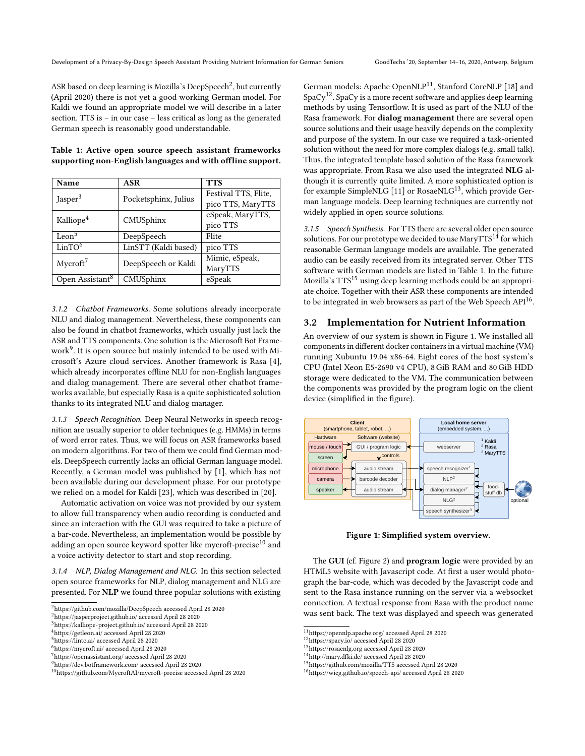ASR based on deep learning is Mozilla's DeepSpeech[2], but currently (April 2020) there is not yet a good working German model. For Kaldi we found an appropriate model we will describe in a later section. TTS is – in our case – less critical as long as the generated German speech is reasonably good understandable.

**Table 1: Active open source speech assistant frameworks supporting non-English languages and with offline support.**

| Name | ASR | TTS |
|---|---|---|
| Jasper[3] | Pocketsphinx, Julius | Festival TTS, Flite, pico TTS, MaryTTS |
| Kalliope[4] | CMUSphinx | eSpeak, MaryTTS, pico TTS |
| Leon[5] | DeepSpeech | Flite |
| LinTO[6] | LinSTT (Kaldi based) | pico TTS |
| Mycroft[7] | DeepSpeech or Kaldi | Mimic, eSpeak, MaryTTS |
| Open Assistant[8] | CMUSphinx | eSpeak |

*3.1.2 Chatbot Frameworks.* Some solutions already incorporate NLU and dialog management. Nevertheless, these components can also be found in chatbot frameworks, which usually just lack the ASR and TTS components. One solution is the Microsoft Bot Framework[9]. It is open source but mainly intended to be used with Microsoft's Azure cloud services. Another framework is Rasa [4], which already incorporates offline NLU for non-English languages and dialog management. There are several other chatbot frameworks available, but especially Rasa is a quite sophisticated solution thanks to its integrated NLU and dialog manager.

*3.1.3 Speech Recognition.* Deep Neural Networks in speech recognition are usually superior to older techniques (e.g. HMMs) in terms of word error rates. Thus, we will focus on ASR frameworks based on modern algorithms. For two of them we could find German models. DeepSpeech currently lacks an official German language model. Recently, a German model was published by [1], which has not been available during our development phase. For our prototype we relied on a model for Kaldi [23], which was described in [20].

Automatic activation on voice was not provided by our system to allow full transparency when audio recording is conducted and since an interaction with the GUI was required to take a picture of a bar-code. Nevertheless, an implementation would be possible by adding an open source keyword spotter like mycroft-precise[10] and a voice activity detector to start and stop recording.

*3.1.4 NLP, Dialog Management and NLG.* In this section selected open source frameworks for NLP, dialog management and NLG are presented. For **NLP** we found three popular solutions with existing German models: Apache OpenNLP[11], Stanford CoreNLP [18] and SpaCy[12]. SpaCy is a more recent software and applies deep learning methods by using Tensorflow. It is used as part of the NLU of the Rasa framework. For **dialog management** there are several open source solutions and their usage heavily depends on the complexity and purpose of the system. In our case we required a task-oriented solution without the need for more complex dialogs (e.g. small talk). Thus, the integrated template based solution of the Rasa framework was appropriate. From Rasa we also used the integrated **NLG** although it is currently quite limited. A more sophisticated option is for example SimpleNLG [11] or RosaeNLG[13], which provide German language models. Deep learning techniques are currently not widely applied in open source solutions.

*3.1.5 Speech Synthesis.* For TTS there are several older open source solutions. For our prototype we decided to use MaryTTS[14] for which reasonable German language models are available. The generated audio can be easily received from its integrated server. Other TTS software with German models are listed in Table 1. In the future Mozilla's TTS[15] using deep learning methods could be an appropriate choice. Together with their ASR these components are intended to be integrated in web browsers as part of the Web Speech API[16].

## 3.2 Implementation for Nutrient Information

An overview of our system is shown in Figure 1. We installed all components in different docker containers in a virtual machine (VM) running Xubuntu 19.04 x86-64. Eight cores of the host system's CPU (Intel Xeon E5-2690 v4 CPU), 8 GiB RAM and 80 GiB HDD storage were dedicated to the VM. The communication between the components was provided by the program logic on the client device (simplified in the figure).

**Figure 1: Simplified system overview.**

The **GUI** (cf. Figure 2) and **program logic** were provided by an HTML5 website with Javascript code. At first a user would photograph the bar-code, which was decoded by the Javascript code and sent to the Rasa instance running on the server via a websocket connection. A textual response from Rasa with the product name was sent back. The text was displayed and speech was generated

[2] https://github.com/mozilla/DeepSpeech accessed April 28 2020
[2] https://jasperproject.github.io/ accessed April 28 2020
[3] https://kalliope-project.github.io/ accessed April 28 2020
[4] https://getleon.ai/ accessed April 28 2020
[5] https://linto.ai/ accessed April 28 2020
[6] https://mycroft.ai/ accessed April 28 2020
[7] https://openassistant.org/ accessed April 28 2020
[9] https://dev.botframework.com/ accessed April 28 2020
[10] https://github.com/MycroftAI/mycroft-precise accessed April 28 2020
[11] https://opennlp.apache.org/ accessed April 28 2020
[12] https://spacy.io/ accessed April 28 2020
[13] https://rosaenlg.org accessed April 28 2020
[14] http://mary.dfki.de/ accessed April 28 2020
[15] https://github.com/mozilla/TTS accessed April 28 2020
[16] https://wicg.github.io/speech-api/ accessed April 28 2020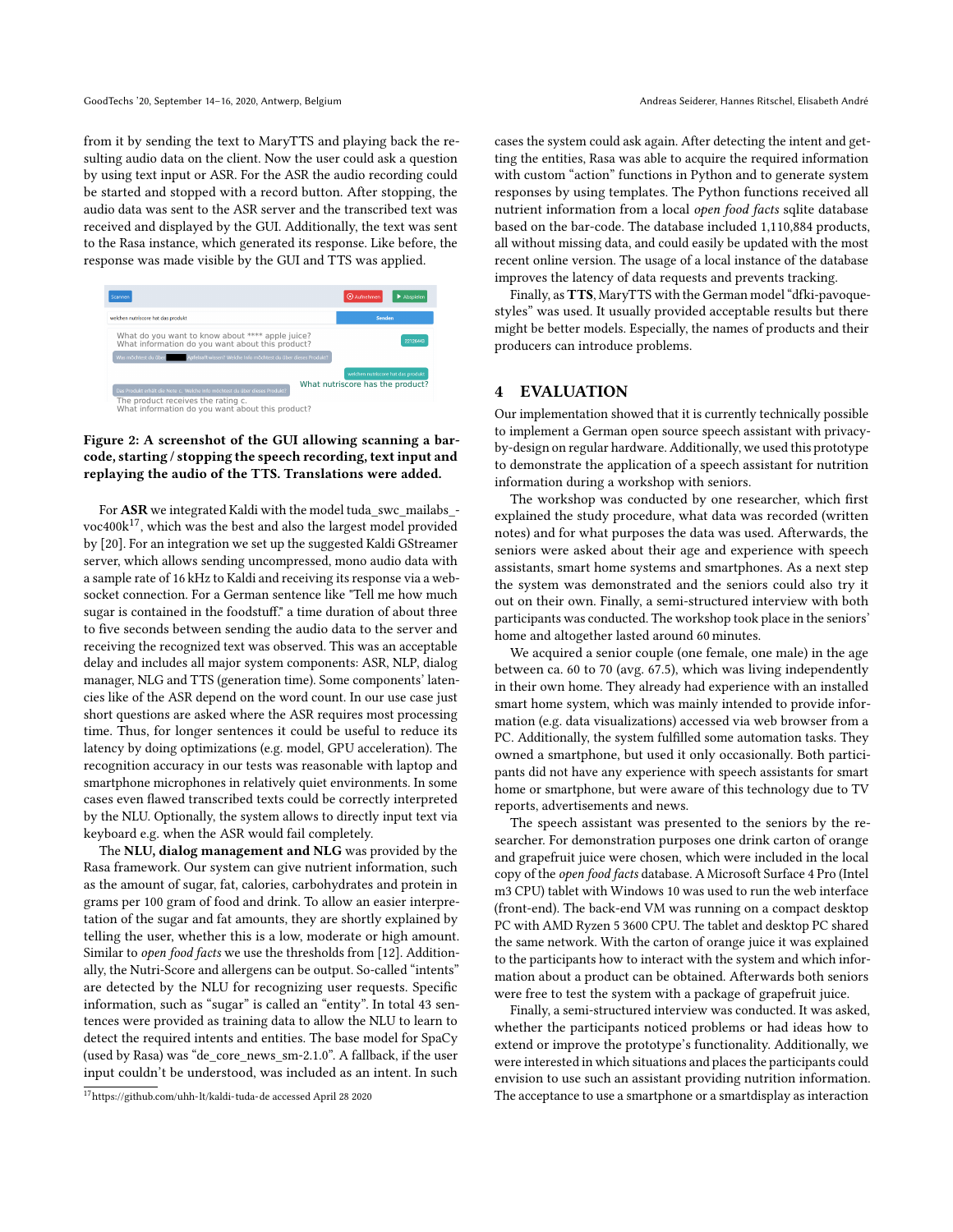from it by sending the text to MaryTTS and playing back the resulting audio data on the client. Now the user could ask a question by using text input or ASR. For the ASR the audio recording could be started and stopped with a record button. After stopping, the audio data was sent to the ASR server and the transcribed text was received and displayed by the GUI. Additionally, the text was sent to the Rasa instance, which generated its response. Like before, the response was made visible by the GUI and TTS was applied.

**Figure 2: A screenshot of the GUI allowing scanning a barcode, starting / stopping the speech recording, text input and replaying the audio of the TTS. Translations were added.**

For **ASR** we integrated Kaldi with the model tuda_swc_mailabs_voc400k[17], which was the best and also the largest model provided by [20]. For an integration we set up the suggested Kaldi GStreamer server, which allows sending uncompressed, mono audio data with a sample rate of 16 kHz to Kaldi and receiving its response via a websocket connection. For a German sentence like "Tell me how much sugar is contained in the foodstuff." a time duration of about three to five seconds between sending the audio data to the server and receiving the recognized text was observed. This was an acceptable delay and includes all major system components: ASR, NLP, dialog manager, NLG and TTS (generation time). Some components' latencies like of the ASR depend on the word count. In our use case just short questions are asked where the ASR requires most processing time. Thus, for longer sentences it could be useful to reduce its latency by doing optimizations (e.g. model, GPU acceleration). The recognition accuracy in our tests was reasonable with laptop and smartphone microphones in relatively quiet environments. In some cases even flawed transcribed texts could be correctly interpreted by the NLU. Optionally, the system allows to directly input text via keyboard e.g. when the ASR would fail completely.

The **NLU, dialog management and NLG** was provided by the Rasa framework. Our system can give nutrient information, such as the amount of sugar, fat, calories, carbohydrates and protein in grams per 100 gram of food and drink. To allow an easier interpretation of the sugar and fat amounts, they are shortly explained by telling the user, whether this is a low, moderate or high amount. Similar to *open food facts* we use the thresholds from [12]. Additionally, the Nutri-Score and allergens can be output. So-called "intents" are detected by the NLU for recognizing user requests. Specific information, such as "sugar" is called an "entity". In total 43 sentences were provided as training data to allow the NLU to learn to detect the required intents and entities. The base model for SpaCy (used by Rasa) was "de_core_news_sm-2.1.0". A fallback, if the user input couldn't be understood, was included as an intent. In such cases the system could ask again. After detecting the intent and getting the entities, Rasa was able to acquire the required information with custom "action" functions in Python and to generate system responses by using templates. The Python functions received all nutrient information from a local *open food facts* sqlite database based on the bar-code. The database included 1,110,884 products, all without missing data, and could easily be updated with the most recent online version. The usage of a local instance of the database improves the latency of data requests and prevents tracking.

Finally, as **TTS**, MaryTTS with the German model "dfki-pavoque-styles" was used. It usually provided acceptable results but there might be better models. Especially, the names of products and their producers can introduce problems.

[17]https://github.com/uhh-lt/kaldi-tuda-de accessed April 28 2020

# 4 EVALUATION

Our implementation showed that it is currently technically possible to implement a German open source speech assistant with privacy-by-design on regular hardware. Additionally, we used this prototype to demonstrate the application of a speech assistant for nutrition information during a workshop with seniors.

The workshop was conducted by one researcher, which first explained the study procedure, what data was recorded (written notes) and for what purposes the data was used. Afterwards, the seniors were asked about their age and experience with speech assistants, smart home systems and smartphones. As a next step the system was demonstrated and the seniors could also try it out on their own. Finally, a semi-structured interview with both participants was conducted. The workshop took place in the seniors' home and altogether lasted around 60 minutes.

We acquired a senior couple (one female, one male) in the age between ca. 60 to 70 (avg. 67.5), which was living independently in their own home. They already had experience with an installed smart home system, which was mainly intended to provide information (e.g. data visualizations) accessed via web browser from a PC. Additionally, the system fulfilled some automation tasks. They owned a smartphone, but used it only occasionally. Both participants did not have any experience with speech assistants for smart home or smartphone, but were aware of this technology due to TV reports, advertisements and news.

The speech assistant was presented to the seniors by the researcher. For demonstration purposes one drink carton of orange and grapefruit juice were chosen, which were included in the local copy of the *open food facts* database. A Microsoft Surface 4 Pro (Intel m3 CPU) tablet with Windows 10 was used to run the web interface (front-end). The back-end VM was running on a compact desktop PC with AMD Ryzen 5 3600 CPU. The tablet and desktop PC shared the same network. With the carton of orange juice it was explained to the participants how to interact with the system and which information about a product can be obtained. Afterwards both seniors were free to test the system with a package of grapefruit juice.

Finally, a semi-structured interview was conducted. It was asked, whether the participants noticed problems or had ideas how to extend or improve the prototype's functionality. Additionally, we were interested in which situations and places the participants could envision to use such an assistant providing nutrition information. The acceptance to use a smartphone or a smartdisplay as interaction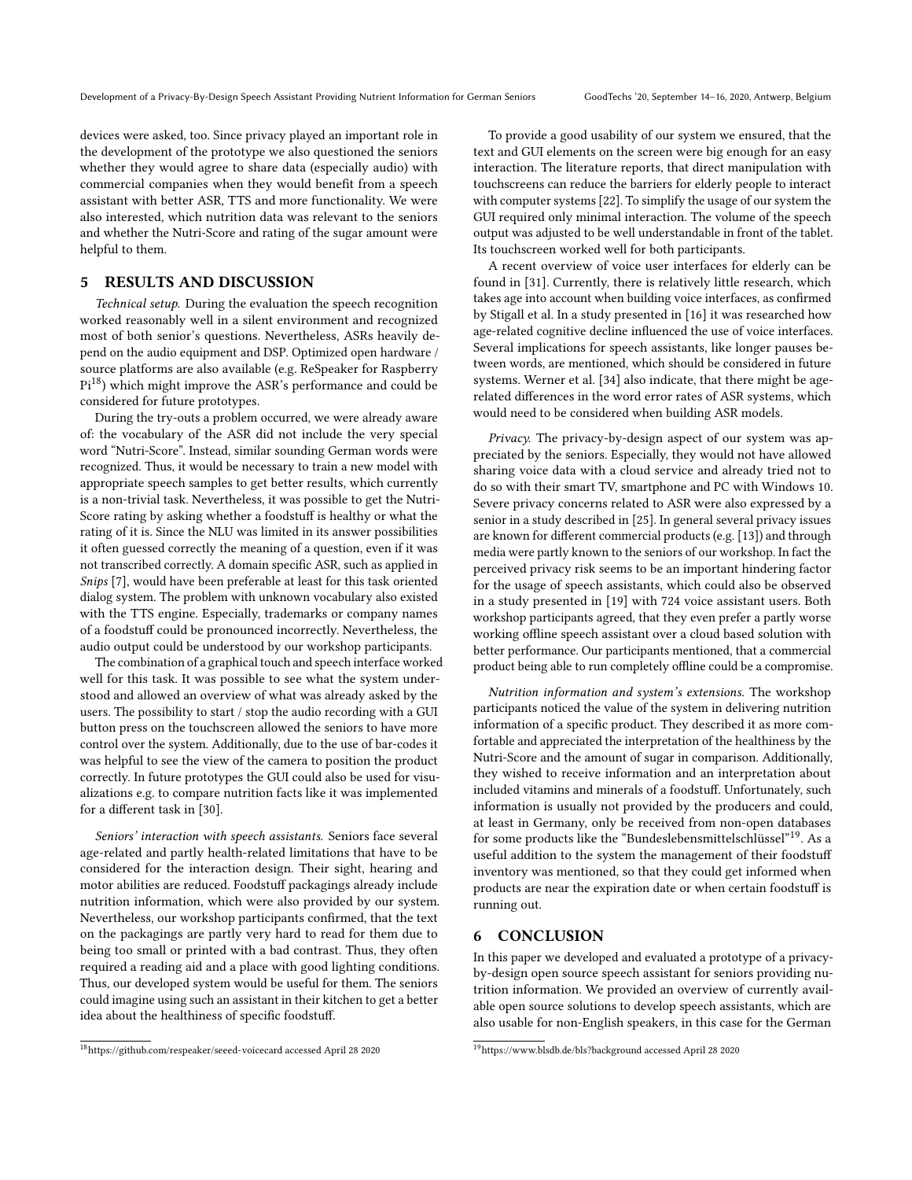devices were asked, too. Since privacy played an important role in the development of the prototype we also questioned the seniors whether they would agree to share data (especially audio) with commercial companies when they would benefit from a speech assistant with better ASR, TTS and more functionality. We were also interested, which nutrition data was relevant to the seniors and whether the Nutri-Score and rating of the sugar amount were helpful to them.

## 5 RESULTS AND DISCUSSION

*Technical setup.* During the evaluation the speech recognition worked reasonably well in a silent environment and recognized most of both senior's questions. Nevertheless, ASRs heavily depend on the audio equipment and DSP. Optimized open hardware / source platforms are also available (e.g. ReSpeaker for Raspberry Pi[18]) which might improve the ASR's performance and could be considered for future prototypes.

During the try-outs a problem occurred, we were already aware of: the vocabulary of the ASR did not include the very special word "Nutri-Score". Instead, similar sounding German words were recognized. Thus, it would be necessary to train a new model with appropriate speech samples to get better results, which currently is a non-trivial task. Nevertheless, it was possible to get the Nutri-Score rating by asking whether a foodstuff is healthy or what the rating of it is. Since the NLU was limited in its answer possibilities it often guessed correctly the meaning of a question, even if it was not transcribed correctly. A domain specific ASR, such as applied in *Snips* [7], would have been preferable at least for this task oriented dialog system. The problem with unknown vocabulary also existed with the TTS engine. Especially, trademarks or company names of a foodstuff could be pronounced incorrectly. Nevertheless, the audio output could be understood by our workshop participants.

The combination of a graphical touch and speech interface worked well for this task. It was possible to see what the system understood and allowed an overview of what was already asked by the users. The possibility to start / stop the audio recording with a GUI button press on the touchscreen allowed the seniors to have more control over the system. Additionally, due to the use of bar-codes it was helpful to see the view of the camera to position the product correctly. In future prototypes the GUI could also be used for visualizations e.g. to compare nutrition facts like it was implemented for a different task in [30].

*Seniors' interaction with speech assistants.* Seniors face several age-related and partly health-related limitations that have to be considered for the interaction design. Their sight, hearing and motor abilities are reduced. Foodstuff packagings already include nutrition information, which were also provided by our system. Nevertheless, our workshop participants confirmed, that the text on the packagings are partly very hard to read for them due to being too small or printed with a bad contrast. Thus, they often required a reading aid and a place with good lighting conditions. Thus, our developed system would be useful for them. The seniors could imagine using such an assistant in their kitchen to get a better idea about the healthiness of specific foodstuff.

To provide a good usability of our system we ensured, that the text and GUI elements on the screen were big enough for an easy interaction. The literature reports, that direct manipulation with touchscreens can reduce the barriers for elderly people to interact with computer systems [22]. To simplify the usage of our system the GUI required only minimal interaction. The volume of the speech output was adjusted to be well understandable in front of the tablet. Its touchscreen worked well for both participants.

A recent overview of voice user interfaces for elderly can be found in [31]. Currently, there is relatively little research, which takes age into account when building voice interfaces, as confirmed by Stigall et al. In a study presented in [16] it was researched how age-related cognitive decline influenced the use of voice interfaces. Several implications for speech assistants, like longer pauses between words, are mentioned, which should be considered in future systems. Werner et al. [34] also indicate, that there might be age-related differences in the word error rates of ASR systems, which would need to be considered when building ASR models.

*Privacy.* The privacy-by-design aspect of our system was appreciated by the seniors. Especially, they would not have allowed sharing voice data with a cloud service and already tried not to do so with their smart TV, smartphone and PC with Windows 10. Severe privacy concerns related to ASR were also expressed by a senior in a study described in [25]. In general several privacy issues are known for different commercial products (e.g. [13]) and through media were partly known to the seniors of our workshop. In fact the perceived privacy risk seems to be an important hindering factor for the usage of speech assistants, which could also be observed in a study presented in [19] with 724 voice assistant users. Both workshop participants agreed, that they even prefer a partly worse working offline speech assistant over a cloud based solution with better performance. Our participants mentioned, that a commercial product being able to run completely offline could be a compromise.

*Nutrition information and system's extensions.* The workshop participants noticed the value of the system in delivering nutrition information of a specific product. They described it as more comfortable and appreciated the interpretation of the healthiness by the Nutri-Score and the amount of sugar in comparison. Additionally, they wished to receive information and an interpretation about included vitamins and minerals of a foodstuff. Unfortunately, such information is usually not provided by the producers and could, at least in Germany, only be received from non-open databases for some products like the "Bundeslebensmittelschlüssel"[19]. As a useful addition to the system the management of their foodstuff inventory was mentioned, so that they could get informed when products are near the expiration date or when certain foodstuff is running out.

## 6 CONCLUSION

In this paper we developed and evaluated a prototype of a privacy-by-design open source speech assistant for seniors providing nutrition information. We provided an overview of currently available open source solutions to develop speech assistants, which are also usable for non-English speakers, in this case for the German

[18] https://github.com/respeaker/seeed-voicecard accessed April 28 2020

[19] https://www.blsdb.de/bls?background accessed April 28 2020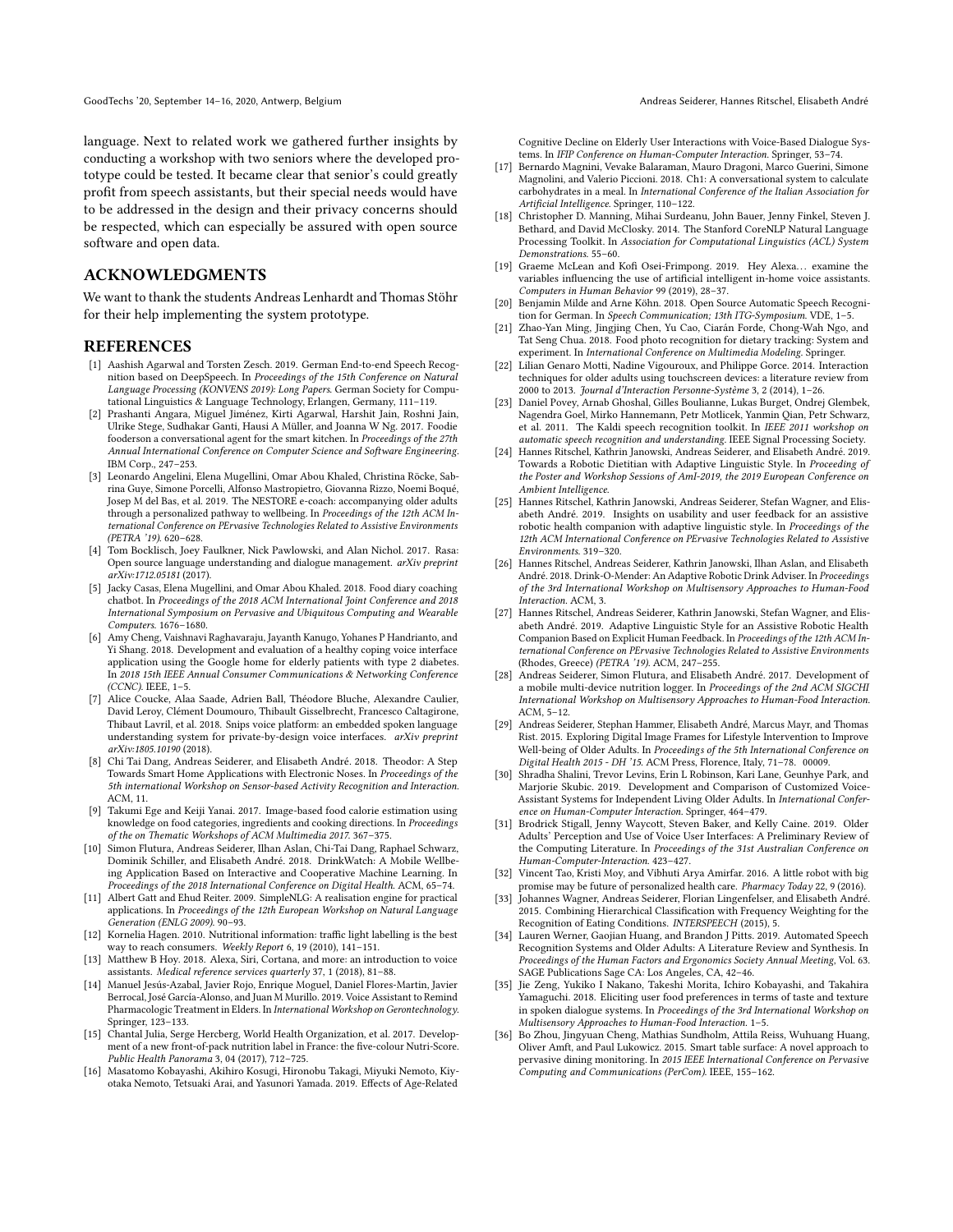language. Next to related work we gathered further insights by conducting a workshop with two seniors where the developed prototype could be tested. It became clear that senior's could greatly profit from speech assistants, but their special needs would have to be addressed in the design and their privacy concerns should be respected, which can especially be assured with open source software and open data.

## ACKNOWLEDGMENTS

We want to thank the students Andreas Lenhardt and Thomas Stöhr for their help implementing the system prototype.

## REFERENCES

- [1] Aashish Agarwal and Torsten Zesch. 2019. German End-to-end Speech Recognition based on DeepSpeech. In *Proceedings of the 15th Conference on Natural Language Processing (KONVENS 2019): Long Papers*. German Society for Computational Linguistics & Language Technology, Erlangen, Germany, 111–119.
- [2] Prashanti Angara, Miguel Jiménez, Kirti Agarwal, Harshit Jain, Roshni Jain, Ulrike Stege, Sudhakar Ganti, Hausi A Müller, and Joanna W Ng. 2017. Foodie fooderson a conversational agent for the smart kitchen. In *Proceedings of the 27th Annual International Conference on Computer Science and Software Engineering*. IBM Corp., 247–253.
- [3] Leonardo Angelini, Elena Mugellini, Omar Abou Khaled, Christina Röcke, Sabrina Guye, Simone Porcelli, Alfonso Mastropietro, Giovanna Rizzo, Noemi Boqué, Josep M del Bas, et al. 2019. The NESTORE e-coach: accompanying older adults through a personalized pathway to wellbeing. In *Proceedings of the 12th ACM International Conference on PErvasive Technologies Related to Assistive Environments (PETRA '19)*. 620–628.
- [4] Tom Bocklisch, Joey Faulkner, Nick Pawlowski, and Alan Nichol. 2017. Rasa: Open source language understanding and dialogue management. *arXiv preprint arXiv:1712.05181* (2017).
- [5] Jacky Casas, Elena Mugellini, and Omar Abou Khaled. 2018. Food diary coaching chatbot. In *Proceedings of the 2018 ACM International Joint Conference and 2018 International Symposium on Pervasive and Ubiquitous Computing and Wearable Computers*. 1676–1680.
- [6] Amy Cheng, Vaishnavi Raghavaraju, Jayanth Kanugo, Yohanes P Handrianto, and Yi Shang. 2018. Development and evaluation of a healthy coping voice interface application using the Google home for elderly patients with type 2 diabetes. In *2018 15th IEEE Annual Consumer Communications & Networking Conference (CCNC)*. IEEE, 1–5.
- [7] Alice Coucke, Alaa Saade, Adrien Ball, Théodore Bluche, Alexandre Caulier, David Leroy, Clément Doumouro, Thibault Gisselbrecht, Francesco Caltagirone, Thibaut Lavril, et al. 2018. Snips voice platform: an embedded spoken language understanding system for private-by-design voice interfaces. *arXiv preprint arXiv:1805.10190* (2018).
- [8] Chi Tai Dang, Andreas Seiderer, and Elisabeth André. 2018. Theodor: A Step Towards Smart Home Applications with Electronic Noses. In *Proceedings of the 5th international Workshop on Sensor-based Activity Recognition and Interaction*. ACM, 11.
- [9] Takumi Ege and Keiji Yanai. 2017. Image-based food calorie estimation using knowledge on food categories, ingredients and cooking directions. In *Proceedings of the on Thematic Workshops of ACM Multimedia 2017*. 367–375.
- [10] Simon Flutura, Andreas Seiderer, Ilhan Aslan, Chi-Tai Dang, Raphael Schwarz, Dominik Schiller, and Elisabeth André. 2018. DrinkWatch: A Mobile Wellbeing Application Based on Interactive and Cooperative Machine Learning. In *Proceedings of the 2018 International Conference on Digital Health*. ACM, 65–74.
- [11] Albert Gatt and Ehud Reiter. 2009. SimpleNLG: A realisation engine for practical applications. In *Proceedings of the 12th European Workshop on Natural Language Generation (ENLG 2009)*. 90–93.
- [12] Kornelia Hagen. 2010. Nutritional information: traffic light labelling is the best way to reach consumers. *Weekly Report* 6, 19 (2010), 141–151.
- [13] Matthew B Hoy. 2018. Alexa, Siri, Cortana, and more: an introduction to voice assistants. *Medical reference services quarterly* 37, 1 (2018), 81–88.
- [14] Manuel Jesús-Azabal, Javier Rojo, Enrique Moguel, Daniel Flores-Martin, Javier Berrocal, José García-Alonso, and Juan M Murillo. 2019. Voice Assistant to Remind Pharmacologic Treatment in Elders. In *International Workshop on Gerontechnology*. Springer, 123–133.
- [15] Chantal Julia, Serge Hercberg, World Health Organization, et al. 2017. Development of a new front-of-pack nutrition label in France: the five-colour Nutri-Score. *Public Health Panorama* 3, 04 (2017), 712–725.
- [16] Masatomo Kobayashi, Akihiro Kosugi, Hironobu Takagi, Miyuki Nemoto, Kiyotaka Nemoto, Tetsuaki Arai, and Yasunori Yamada. 2019. Effects of Age-Related Cognitive Decline on Elderly User Interactions with Voice-Based Dialogue Systems. In *IFIP Conference on Human-Computer Interaction*. Springer, 53–74.
- [17] Bernardo Magnini, Vevake Balaraman, Mauro Dragoni, Marco Guerini, Simone Magnolini, and Valerio Piccioni. 2018. Ch1: A conversational system to calculate carbohydrates in a meal. In *International Conference of the Italian Association for Artificial Intelligence*. Springer, 110–122.
- [18] Christopher D. Manning, Mihai Surdeanu, John Bauer, Jenny Finkel, Steven J. Bethard, and David McClosky. 2014. The Stanford CoreNLP Natural Language Processing Toolkit. In *Association for Computational Linguistics (ACL) System Demonstrations*. 55–60.
- [19] Graeme McLean and Kofi Osei-Frimpong. 2019. Hey Alexa… examine the variables influencing the use of artificial intelligent in-home voice assistants. *Computers in Human Behavior* 99 (2019), 28–37.
- [20] Benjamin Milde and Arne Köhn. 2018. Open Source Automatic Speech Recognition for German. In *Speech Communication; 13th ITG-Symposium*. VDE, 1–5.
- [21] Zhao-Yan Ming, Jingjing Chen, Yu Cao, Ciarán Forde, Chong-Wah Ngo, and Tat Seng Chua. 2018. Food photo recognition for dietary tracking: System and experiment. In *International Conference on Multimedia Modeling*. Springer.
- [22] Lilian Genaro Motti, Nadine Vigouroux, and Philippe Gorce. 2014. Interaction techniques for older adults using touchscreen devices: a literature review from 2000 to 2013. *Journal d'Interaction Personne-Système* 3, 2 (2014), 1–26.
- [23] Daniel Povey, Arnab Ghoshal, Gilles Boulianne, Lukas Burget, Ondrej Glembek, Nagendra Goel, Mirko Hannemann, Petr Motlicek, Yanmin Qian, Petr Schwarz, et al. 2011. The Kaldi speech recognition toolkit. In *IEEE 2011 workshop on automatic speech recognition and understanding*. IEEE Signal Processing Society.
- [24] Hannes Ritschel, Kathrin Janowski, Andreas Seiderer, and Elisabeth André. 2019. Towards a Robotic Dietitian with Adaptive Linguistic Style. In *Proceeding of the Poster and Workshop Sessions of AmI-2019, the 2019 European Conference on Ambient Intelligence*.
- [25] Hannes Ritschel, Kathrin Janowski, Andreas Seiderer, Stefan Wagner, and Elisabeth André. 2019. Insights on usability and user feedback for an assistive robotic health companion with adaptive linguistic style. In *Proceedings of the 12th ACM International Conference on PErvasive Technologies Related to Assistive Environments*. 319–320.
- [26] Hannes Ritschel, Andreas Seiderer, Kathrin Janowski, Ilhan Aslan, and Elisabeth André. 2018. Drink-O-Mender: An Adaptive Robotic Drink Adviser. In *Proceedings of the 3rd International Workshop on Multisensory Approaches to Human-Food Interaction*. ACM, 3.
- [27] Hannes Ritschel, Andreas Seiderer, Kathrin Janowski, Stefan Wagner, and Elisabeth André. 2019. Adaptive Linguistic Style for an Assistive Robotic Health Companion Based on Explicit Human Feedback. In *Proceedings of the 12th ACM International Conference on PErvasive Technologies Related to Assistive Environments* (Rhodes, Greece) *(PETRA '19)*. ACM, 247–255.
- [28] Andreas Seiderer, Simon Flutura, and Elisabeth André. 2017. Development of a mobile multi-device nutrition logger. In *Proceedings of the 2nd ACM SIGCHI International Workshop on Multisensory Approaches to Human-Food Interaction*. ACM, 5–12.
- [29] Andreas Seiderer, Stephan Hammer, Elisabeth André, Marcus Mayr, and Thomas Rist. 2015. Exploring Digital Image Frames for Lifestyle Intervention to Improve Well-being of Older Adults. In *Proceedings of the 5th International Conference on Digital Health 2015 - DH '15*. ACM Press, Florence, Italy, 71–78. 00009.
- [30] Shradha Shalini, Trevor Levins, Erin L Robinson, Kari Lane, Geunhye Park, and Marjorie Skubic. 2019. Development and Comparison of Customized Voice-Assistant Systems for Independent Living Older Adults. In *International Conference on Human-Computer Interaction*. Springer, 464–479.
- [31] Brodrick Stigall, Jenny Waycott, Steven Baker, and Kelly Caine. 2019. Older Adults' Perception and Use of Voice User Interfaces: A Preliminary Review of the Computing Literature. In *Proceedings of the 31st Australian Conference on Human-Computer-Interaction*. 423–427.
- [32] Vincent Tao, Kristi Moy, and Vibhuti Arya Amirfar. 2016. A little robot with big promise may be future of personalized health care. *Pharmacy Today* 22, 9 (2016).
- [33] Johannes Wagner, Andreas Seiderer, Florian Lingenfelser, and Elisabeth André. 2015. Combining Hierarchical Classification with Frequency Weighting for the Recognition of Eating Conditions. *INTERSPEECH* (2015), 5.
- [34] Lauren Werner, Gaojian Huang, and Brandon J Pitts. 2019. Automated Speech Recognition Systems and Older Adults: A Literature Review and Synthesis. In *Proceedings of the Human Factors and Ergonomics Society Annual Meeting*, Vol. 63. SAGE Publications Sage CA: Los Angeles, CA, 42–46.
- [35] Jie Zeng, Yukiko I Nakano, Takeshi Morita, Ichiro Kobayashi, and Takahira Yamaguchi. 2018. Eliciting user food preferences in terms of taste and texture in spoken dialogue systems. In *Proceedings of the 3rd International Workshop on Multisensory Approaches to Human-Food Interaction*. 1–5.
- [36] Bo Zhou, Jingyuan Cheng, Mathias Sundholm, Attila Reiss, Wuhuang Huang, Oliver Amft, and Paul Lukowicz. 2015. Smart table surface: A novel approach to pervasive dining monitoring. In *2015 IEEE International Conference on Pervasive Computing and Communications (PerCom)*. IEEE, 155–162.